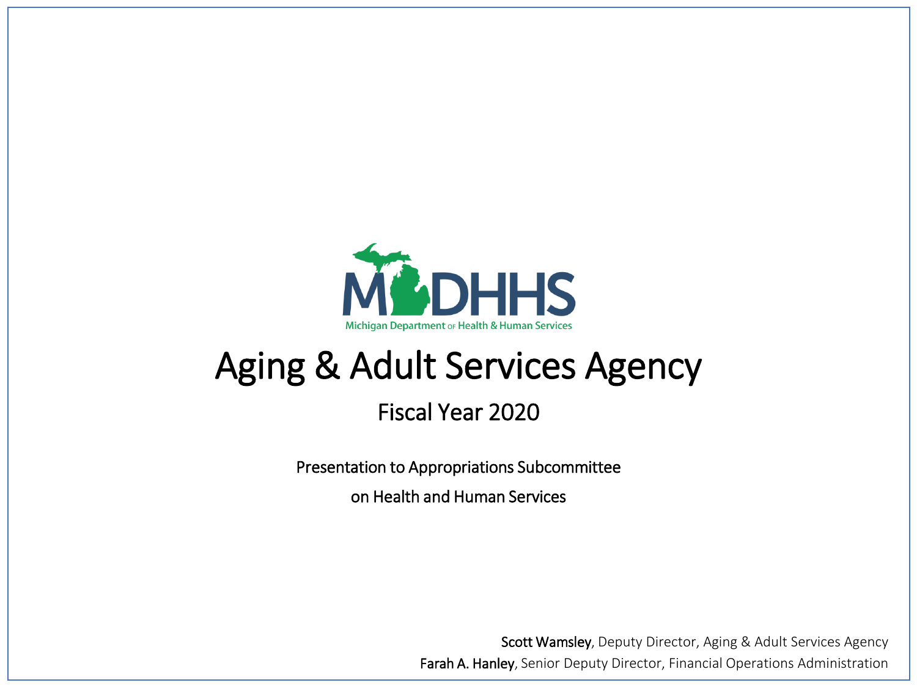MDHHS

Michigan Department of Health & Human Services

# Aging & Adult Services Agency

## Fiscal Year 2020

Presentation to Appropriations Subcommittee

on Health and Human Services

**Scott Wamsley**, Deputy Director, Aging & Adult Services Agency

**Farah A. Hanley**, Senior Deputy Director, Financial Operations Administration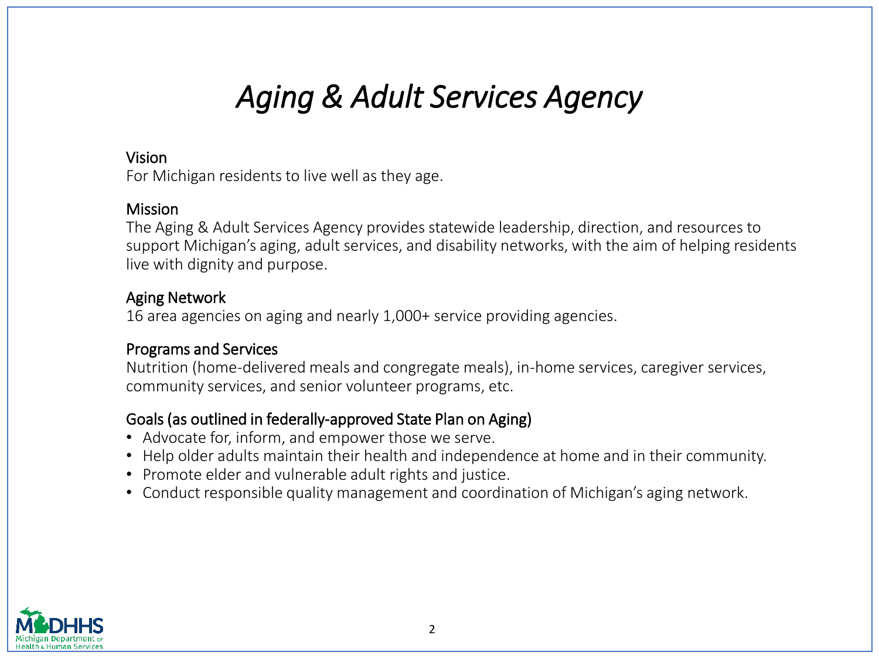# *Aging & Adult Services Agency*

### Vision

For Michigan residents to live well as they age.

### Mission

The Aging & Adult Services Agency provides statewide leadership, direction, and resources to support Michigan's aging, adult services, and disability networks, with the aim of helping residents live with dignity and purpose.

### Aging Network

16 area agencies on aging and nearly 1,000+ service providing agencies.

### Programs and Services

Nutrition (home-delivered meals and congregate meals), in-home services, caregiver services, community services, and senior volunteer programs, etc.

### Goals (as outlined in federally-approved State Plan on Aging)

- Advocate for, inform, and empower those we serve.
- Help older adults maintain their health and independence at home and in their community.
- Promote elder and vulnerable adult rights and justice.
- Conduct responsible quality management and coordination of Michigan's aging network.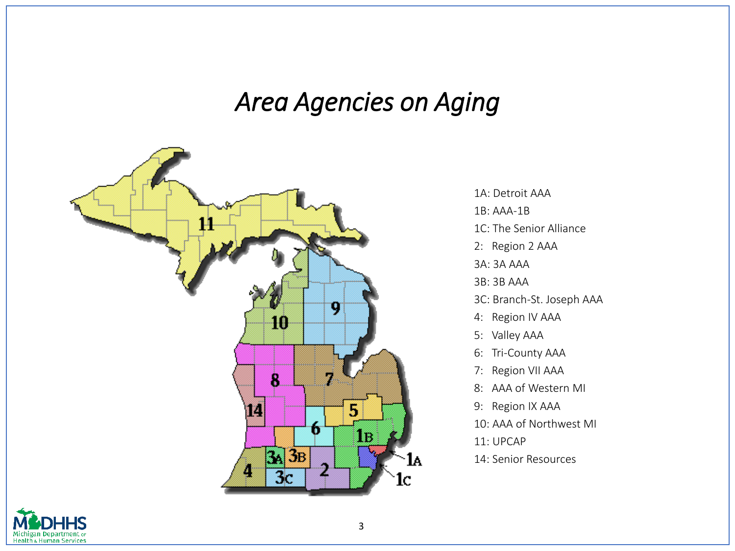# *Area Agencies on Aging*

- 1A: Detroit AAA
- 1B: AAA-1B
- 1C: The Senior Alliance
- 2: Region 2 AAA
- 3A: 3A AAA
- 3B: 3B AAA
- 3C: Branch-St. Joseph AAA
- 4: Region IV AAA
- 5: Valley AAA
- 6: Tri-County AAA
- 7: Region VII AAA
- 8: AAA of Western MI
- 9: Region IX AAA
- 10: AAA of Northwest MI
- 11: UPCAP
- 14: Senior Resources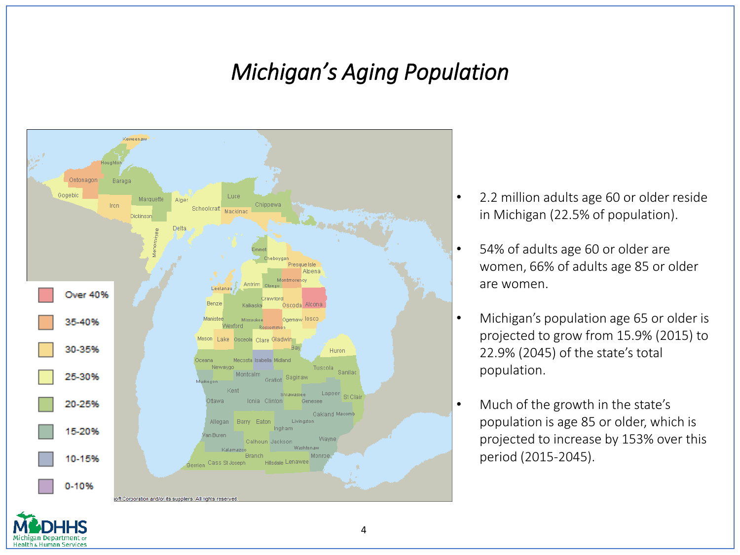# *Michigan's Aging Population*

| | |
|---|---|
| Over 40% | |
| 35-40% | |
| 30-35% | |
| 25-30% | |
| 20-25% | |
| 15-20% | |
| 10-15% | |
| 0-10% | |

- 2.2 million adults age 60 or older reside in Michigan (22.5% of population).
- 54% of adults age 60 or older are women, 66% of adults age 85 or older are women.
- Michigan's population age 65 or older is projected to grow from 15.9% (2015) to 22.9% (2045) of the state's total population.
- Much of the growth in the state's population is age 85 or older, which is projected to increase by 153% over this period (2015-2045).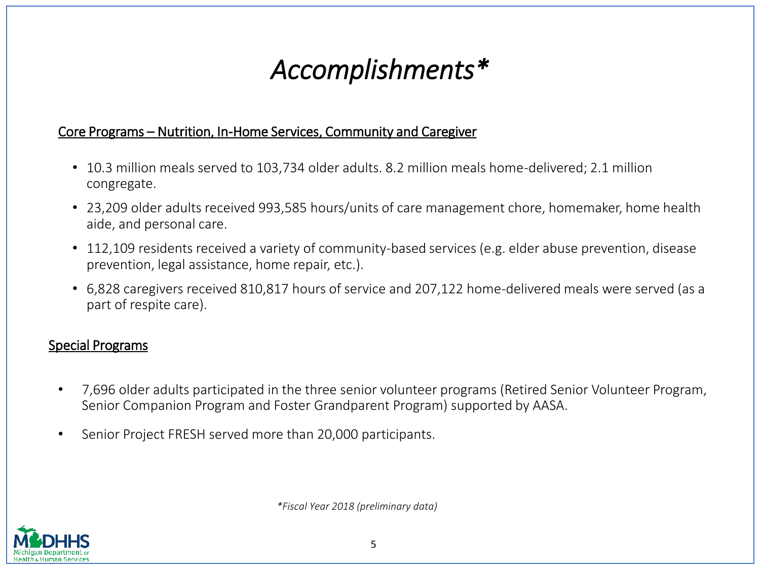# *Accomplishments**

Core Programs – Nutrition, In-Home Services, Community and Caregiver

- 10.3 million meals served to 103,734 older adults. 8.2 million meals home-delivered; 2.1 million congregate.
- 23,209 older adults received 993,585 hours/units of care management chore, homemaker, home health aide, and personal care.
- 112,109 residents received a variety of community-based services (e.g. elder abuse prevention, disease prevention, legal assistance, home repair, etc.).
- 6,828 caregivers received 810,817 hours of service and 207,122 home-delivered meals were served (as a part of respite care).

Special Programs

- 7,696 older adults participated in the three senior volunteer programs (Retired Senior Volunteer Program, Senior Companion Program and Foster Grandparent Program) supported by AASA.
- Senior Project FRESH served more than 20,000 participants.

**Fiscal Year 2018 (preliminary data)*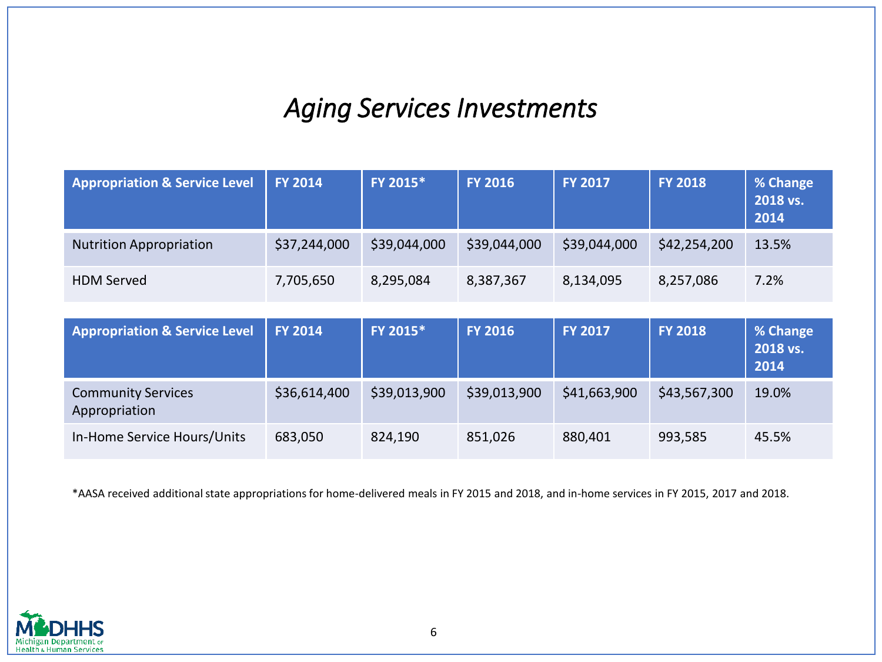# *Aging Services Investments*

| Appropriation & Service Level | FY 2014 | FY 2015* | FY 2016 | FY 2017 | FY 2018 | % Change 2018 vs. 2014 |
|---|---|---|---|---|---|---|
| Nutrition Appropriation | $37,244,000 | $39,044,000 | $39,044,000 | $39,044,000 | $42,254,200 | 13.5% |
| HDM Served | 7,705,650 | 8,295,084 | 8,387,367 | 8,134,095 | 8,257,086 | 7.2% |

| Appropriation & Service Level | FY 2014 | FY 2015* | FY 2016 | FY 2017 | FY 2018 | % Change 2018 vs. 2014 |
|---|---|---|---|---|---|---|
| Community Services Appropriation | $36,614,400 | $39,013,900 | $39,013,900 | $41,663,900 | $43,567,300 | 19.0% |
| In-Home Service Hours/Units | 683,050 | 824,190 | 851,026 | 880,401 | 993,585 | 45.5% |

*AASA received additional state appropriations for home-delivered meals in FY 2015 and 2018, and in-home services in FY 2015, 2017 and 2018.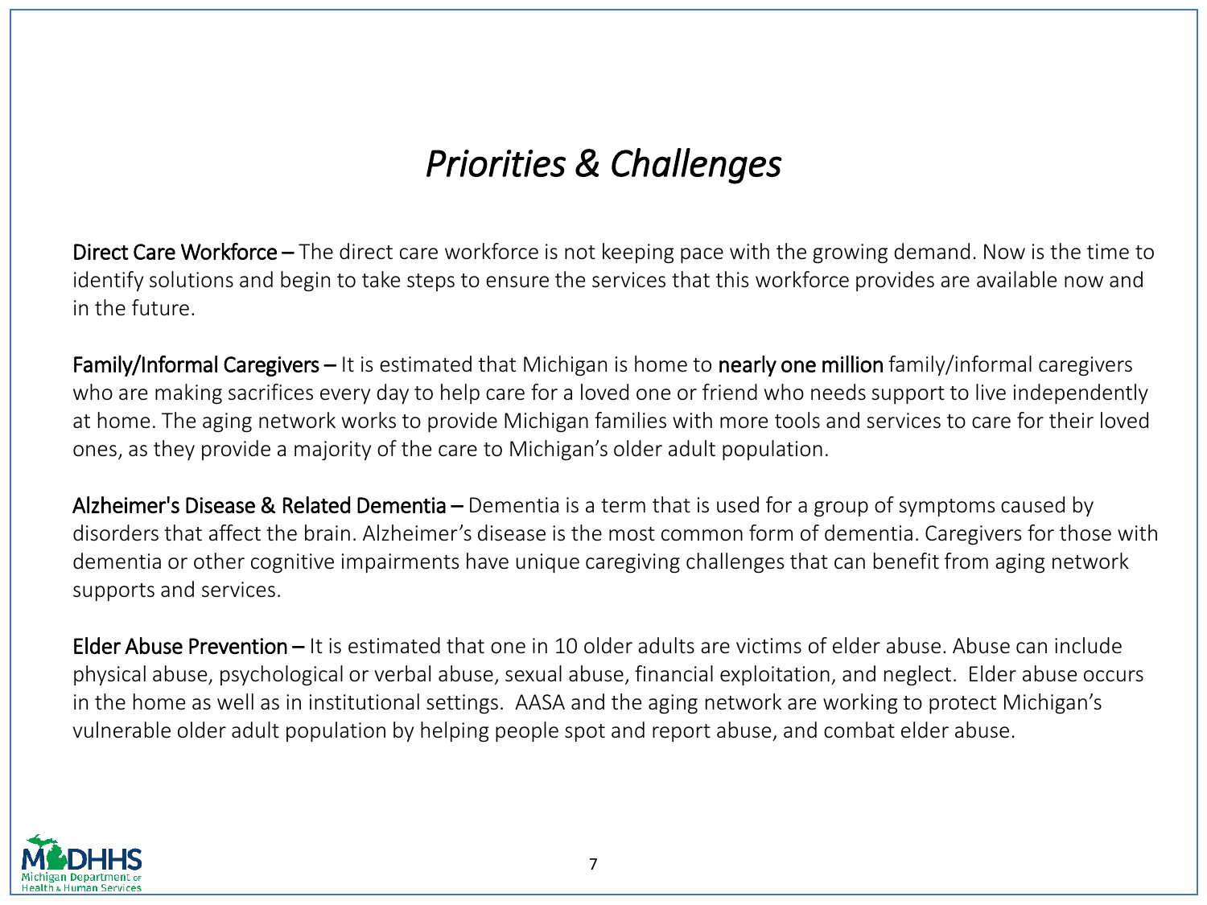# *Priorities & Challenges*

**Direct Care Workforce –** The direct care workforce is not keeping pace with the growing demand. Now is the time to identify solutions and begin to take steps to ensure the services that this workforce provides are available now and in the future.

**Family/Informal Caregivers –** It is estimated that Michigan is home to **nearly one million** family/informal caregivers who are making sacrifices every day to help care for a loved one or friend who needs support to live independently at home. The aging network works to provide Michigan families with more tools and services to care for their loved ones, as they provide a majority of the care to Michigan's older adult population.

**Alzheimer's Disease & Related Dementia –** Dementia is a term that is used for a group of symptoms caused by disorders that affect the brain. Alzheimer's disease is the most common form of dementia. Caregivers for those with dementia or other cognitive impairments have unique caregiving challenges that can benefit from aging network supports and services.

**Elder Abuse Prevention –** It is estimated that one in 10 older adults are victims of elder abuse. Abuse can include physical abuse, psychological or verbal abuse, sexual abuse, financial exploitation, and neglect. Elder abuse occurs in the home as well as in institutional settings. AASA and the aging network are working to protect Michigan's vulnerable older adult population by helping people spot and report abuse, and combat elder abuse.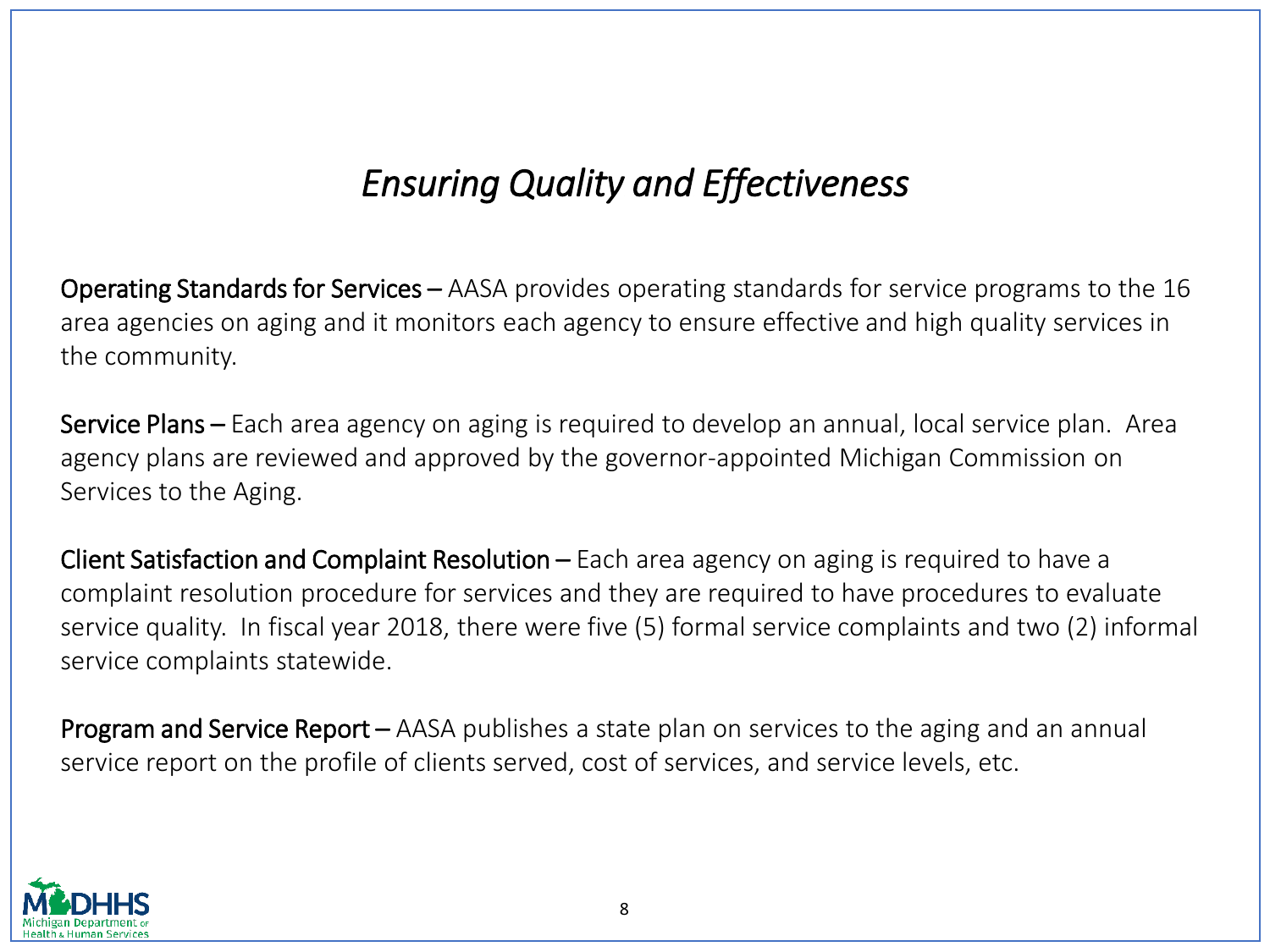# *Ensuring Quality and Effectiveness*

**Operating Standards for Services –** AASA provides operating standards for service programs to the 16 area agencies on aging and it monitors each agency to ensure effective and high quality services in the community.

**Service Plans –** Each area agency on aging is required to develop an annual, local service plan. Area agency plans are reviewed and approved by the governor-appointed Michigan Commission on Services to the Aging.

**Client Satisfaction and Complaint Resolution –** Each area agency on aging is required to have a complaint resolution procedure for services and they are required to have procedures to evaluate service quality. In fiscal year 2018, there were five (5) formal service complaints and two (2) informal service complaints statewide.

**Program and Service Report –** AASA publishes a state plan on services to the aging and an annual service report on the profile of clients served, cost of services, and service levels, etc.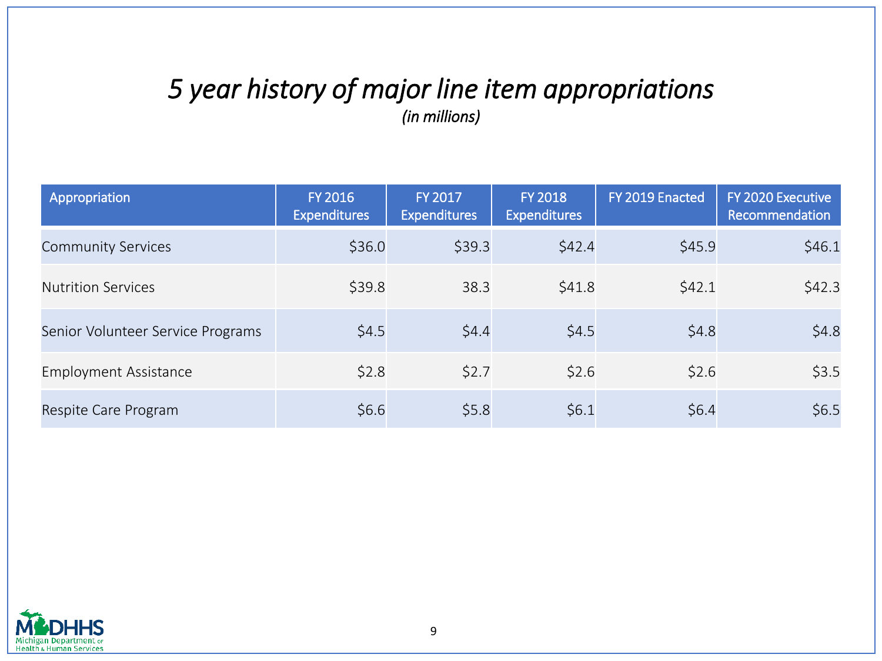# *5 year history of major line item appropriations*

*(in millions)*

| Appropriation | FY 2016 Expenditures | FY 2017 Expenditures | FY 2018 Expenditures | FY 2019 Enacted | FY 2020 Executive Recommendation |
|---|---|---|---|---|---|
| Community Services | $36.0 | $39.3 | $42.4 | $45.9 | $46.1 |
| Nutrition Services | $39.8 | 38.3 | $41.8 | $42.1 | $42.3 |
| Senior Volunteer Service Programs | $4.5 | $4.4 | $4.5 | $4.8 | $4.8 |
| Employment Assistance | $2.8 | $2.7 | $2.6 | $2.6 | $3.5 |
| Respite Care Program | $6.6 | $5.8 | $6.1 | $6.4 | $6.5 |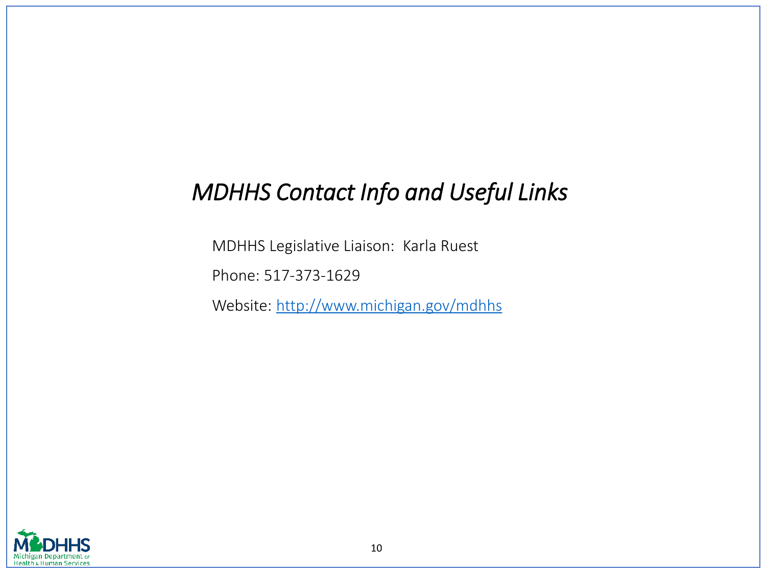# *MDHHS Contact Info and Useful Links*

MDHHS Legislative Liaison: Karla Ruest

Phone: 517-373-1629

Website: http://www.michigan.gov/mdhhs